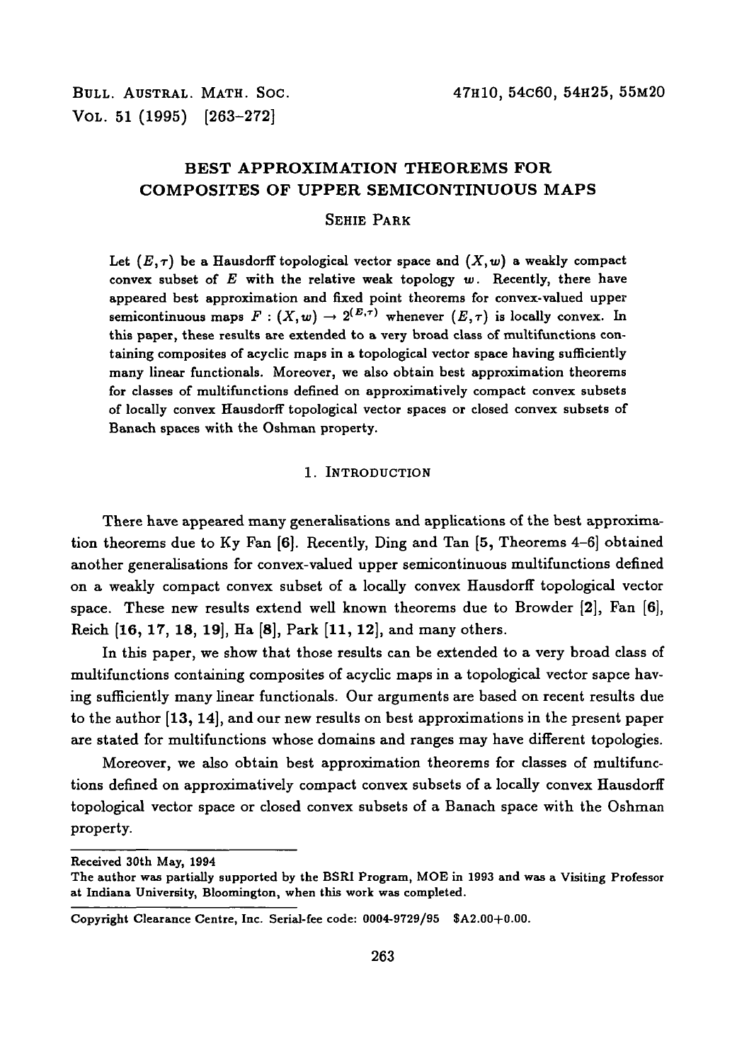# BEST APPROXIMATION THEOREMS FOR COMPOSITES OF UPPER SEMICONTINUOUS MAPS

SEHIE PARK

Let $(E, \tau)$ be a Hausdorff topological vector space and $(X, w)$ a weakly compact convex subset of $E$ with the relative weak topology $w$. Recently, there have appeared best approximation and fixed point theorems for convex-valued upper semicontinuous maps $F : (X, w) \to 2^{(E,\tau)}$ whenever $(E, \tau)$ is locally convex. In this paper, these results are extended to a very broad class of multifunctions containing composites of acyclic maps in a topological vector space having sufficiently many linear functionals. Moreover, we also obtain best approximation theorems for classes of multifunctions defined on approximatively compact convex subsets of locally convex Hausdorff topological vector spaces or closed convex subsets of Banach spaces with the Oshman property.

## 1. INTRODUCTION

There have appeared many generalisations and applications of the best approximation theorems due to Ky Fan [6]. Recently, Ding and Tan [5, Theorems 4–6] obtained another generalisations for convex-valued upper semicontinuous multifunctions defined on a weakly compact convex subset of a locally convex Hausdorff topological vector space. These new results extend well known theorems due to Browder [2], Fan [6], Reich [16, 17, 18, 19], Ha [8], Park [11, 12], and many others.

In this paper, we show that those results can be extended to a very broad class of multifunctions containing composites of acyclic maps in a topological vector sapce having sufficiently many linear functionals. Our arguments are based on recent results due to the author [13, 14], and our new results on best approximations in the present paper are stated for multifunctions whose domains and ranges may have different topologies.

Moreover, we also obtain best approximation theorems for classes of multifunctions defined on approximatively compact convex subsets of a locally convex Hausdorff topological vector space or closed convex subsets of a Banach space with the Oshman property.

---

Received 30th May, 1994

The author was partially supported by the BSRI Program, MOE in 1993 and was a Visiting Professor at Indiana University, Bloomington, when this work was completed.

Copyright Clearance Centre, Inc. Serial-fee code: 0004-9729/95 $A2.00+0.00.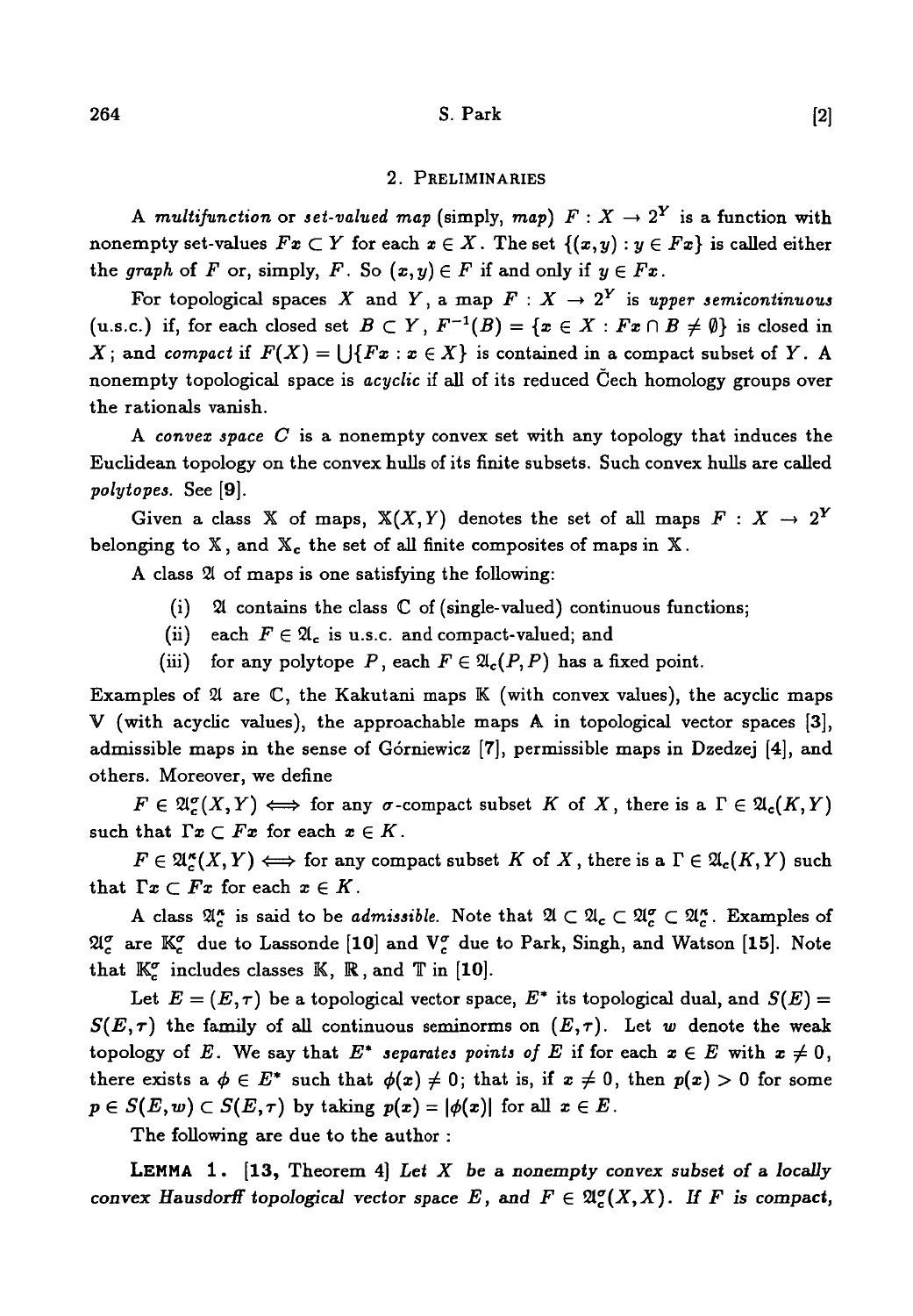## 2. Preliminaries

A *multifunction* or *set-valued map* (simply, *map*) $F : X \to 2^Y$ is a function with nonempty set-values $Fx \subset Y$ for each $x \in X$. The set $\{(x,y) : y \in Fx\}$ is called either the *graph* of $F$ or, simply, $F$. So $(x,y) \in F$ if and only if $y \in Fx$.

For topological spaces $X$ and $Y$, a map $F : X \to 2^Y$ is *upper semicontinuous* (u.s.c.) if, for each closed set $B \subset Y$, $F^{-1}(B) = \{x \in X : Fx \cap B \neq \emptyset\}$ is closed in $X$; and *compact* if $F(X) = \bigcup\{Fx : x \in X\}$ is contained in a compact subset of $Y$. A nonempty topological space is *acyclic* if all of its reduced Čech homology groups over the rationals vanish.

A *convex space* $C$ is a nonempty convex set with any topology that induces the Euclidean topology on the convex hulls of its finite subsets. Such convex hulls are called *polytopes*. See [9].

Given a class $\mathbb{X}$ of maps, $\mathbb{X}(X,Y)$ denotes the set of all maps $F : X \to 2^Y$ belonging to $\mathbb{X}$, and $\mathbb{X}_c$ the set of all finite composites of maps in $\mathbb{X}$.

A class $\mathfrak{A}$ of maps is one satisfying the following:

(i) $\mathfrak{A}$ contains the class $\mathbb{C}$ of (single-valued) continuous functions;

(ii) each $F \in \mathfrak{A}_c$ is u.s.c. and compact-valued; and

(iii) for any polytope $P$, each $F \in \mathfrak{A}_c(P,P)$ has a fixed point.

Examples of $\mathfrak{A}$ are $\mathbb{C}$, the Kakutani maps $\mathbb{K}$ (with convex values), the acyclic maps $\mathbb{V}$ (with acyclic values), the approachable maps $\mathbb{A}$ in topological vector spaces [3], admissible maps in the sense of Górniewicz [7], permissible maps in Dzedzej [4], and others. Moreover, we define

$F \in \mathfrak{A}_c^\sigma(X,Y) \iff$ for any $\sigma$-compact subset $K$ of $X$, there is a $\Gamma \in \mathfrak{A}_c(K,Y)$ such that $\Gamma x \subset Fx$ for each $x \in K$.

$F \in \mathfrak{A}_c^\kappa(X,Y) \iff$ for any compact subset $K$ of $X$, there is a $\Gamma \in \mathfrak{A}_c(K,Y)$ such that $\Gamma x \subset Fx$ for each $x \in K$.

A class $\mathfrak{A}_c^\kappa$ is said to be *admissible*. Note that $\mathfrak{A} \subset \mathfrak{A}_c \subset \mathfrak{A}_c^\sigma \subset \mathfrak{A}_c^\kappa$. Examples of $\mathfrak{A}_c^\sigma$ are $\mathbb{K}_c^\sigma$ due to Lassonde [10] and $\mathbb{V}_c^\sigma$ due to Park, Singh, and Watson [15]. Note that $\mathbb{K}_c^\sigma$ includes classes $\mathbb{K}$, $\mathbb{R}$, and $\mathbb{T}$ in [10].

Let $E = (E,\tau)$ be a topological vector space, $E^*$ its topological dual, and $S(E) = S(E,\tau)$ the family of all continuous seminorms on $(E,\tau)$. Let $w$ denote the weak topology of $E$. We say that $E^*$ *separates points of* $E$ if for each $x \in E$ with $x \neq 0$, there exists a $\phi \in E^*$ such that $\phi(x) \neq 0$; that is, if $x \neq 0$, then $p(x) > 0$ for some $p \in S(E,w) \subset S(E,\tau)$ by taking $p(x) = |\phi(x)|$ for all $x \in E$.

The following are due to the author :

**Lemma 1.** [13, Theorem 4] *Let $X$ be a nonempty convex subset of a locally convex Hausdorff topological vector space $E$, and $F \in \mathfrak{A}_c^\sigma(X,X)$. If $F$ is compact,*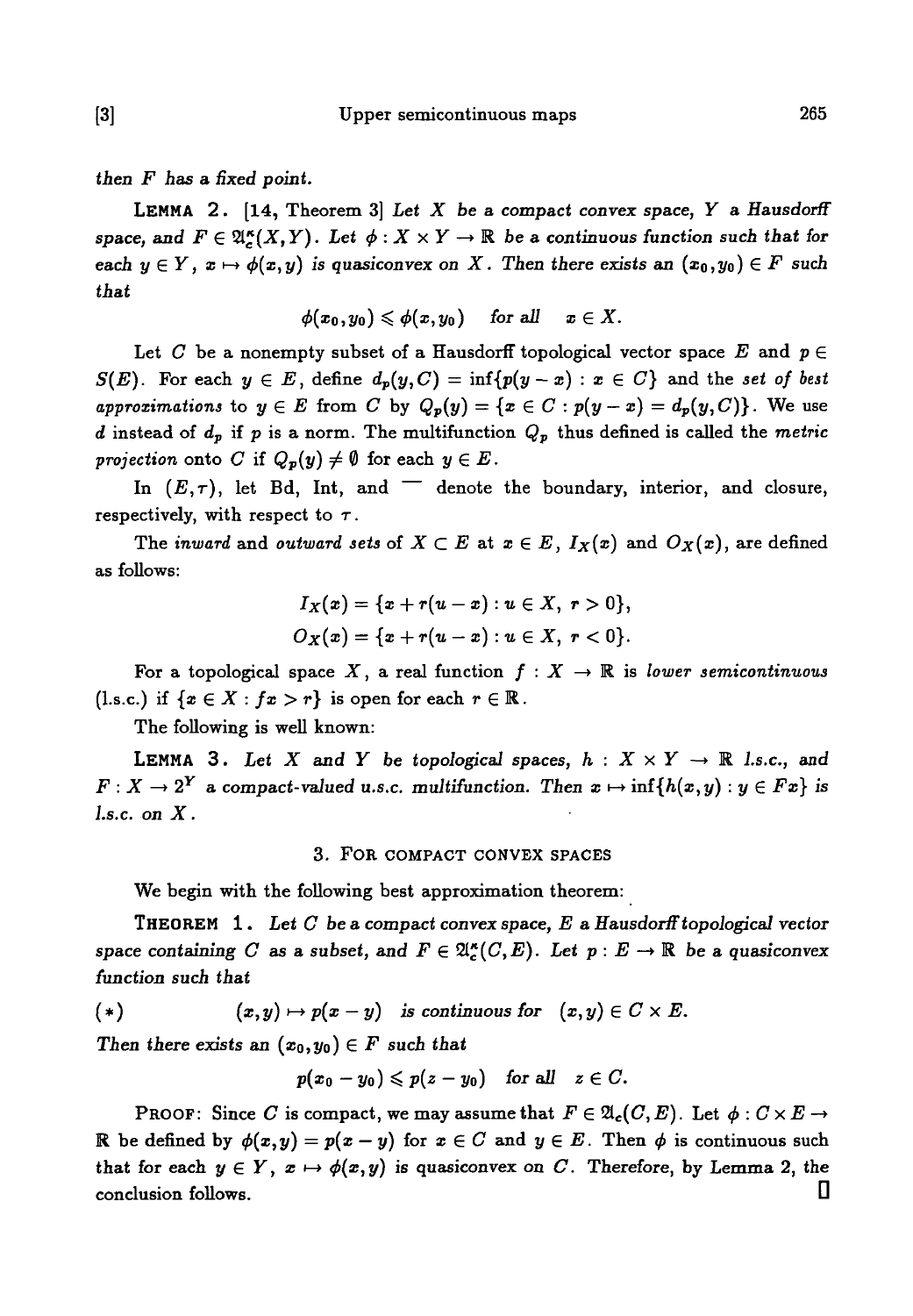*then $F$ has a fixed point.*

**LEMMA 2.** [14, Theorem 3] *Let $X$ be a compact convex space, $Y$ a Hausdorff space, and $F \in \mathfrak{A}_c^\kappa(X,Y)$. Let $\phi : X \times Y \to \mathbb{R}$ be a continuous function such that for each $y \in Y$, $x \mapsto \phi(x,y)$ is quasiconvex on $X$. Then there exists an $(x_0, y_0) \in F$ such that*

$$\phi(x_0, y_0) \leqslant \phi(x, y_0) \quad \text{for all} \quad x \in X.$$

Let $C$ be a nonempty subset of a Hausdorff topological vector space $E$ and $p \in S(E)$. For each $y \in E$, define $d_p(y, C) = \inf\{p(y - x) : x \in C\}$ and the *set of best approximations* to $y \in E$ from $C$ by $Q_p(y) = \{x \in C : p(y - x) = d_p(y, C)\}$. We use $d$ instead of $d_p$ if $p$ is a norm. The multifunction $Q_p$ thus defined is called the *metric projection* onto $C$ if $Q_p(y) \neq \emptyset$ for each $y \in E$.

In $(E, \tau)$, let Bd, Int, and $\overline{\phantom{x}}$ denote the boundary, interior, and closure, respectively, with respect to $\tau$.

The *inward* and *outward sets* of $X \subset E$ at $x \in E$, $I_X(x)$ and $O_X(x)$, are defined as follows:

$$I_X(x) = \{x + r(u - x) : u \in X,\ r > 0\},$$
$$O_X(x) = \{x + r(u - x) : u \in X,\ r < 0\}.$$

For a topological space $X$, a real function $f : X \to \mathbb{R}$ is *lower semicontinuous* (l.s.c.) if $\{x \in X : fx > r\}$ is open for each $r \in \mathbb{R}$.

The following is well known:

**LEMMA 3.** *Let $X$ and $Y$ be topological spaces, $h : X \times Y \to \mathbb{R}$ l.s.c., and $F : X \to 2^Y$ a compact-valued u.s.c. multifunction. Then $x \mapsto \inf\{h(x,y) : y \in Fx\}$ is l.s.c. on $X$.*

## 3. For compact convex spaces

We begin with the following best approximation theorem:

**THEOREM 1.** *Let $C$ be a compact convex space, $E$ a Hausdorff topological vector space containing $C$ as a subset, and $F \in \mathfrak{A}_c^\kappa(C, E)$. Let $p : E \to \mathbb{R}$ be a quasiconvex function such that*

$$(*) \qquad (x,y) \mapsto p(x - y) \quad \text{is continuous for} \quad (x,y) \in C \times E.$$

*Then there exists an $(x_0, y_0) \in F$ such that*

$$p(x_0 - y_0) \leqslant p(z - y_0) \quad \text{for all} \quad z \in C.$$

PROOF: Since $C$ is compact, we may assume that $F \in \mathfrak{A}_c(C, E)$. Let $\phi : C \times E \to \mathbb{R}$ be defined by $\phi(x,y) = p(x - y)$ for $x \in C$ and $y \in E$. Then $\phi$ is continuous such that for each $y \in Y$, $x \mapsto \phi(x,y)$ is quasiconvex on $C$. Therefore, by Lemma 2, the conclusion follows. $\square$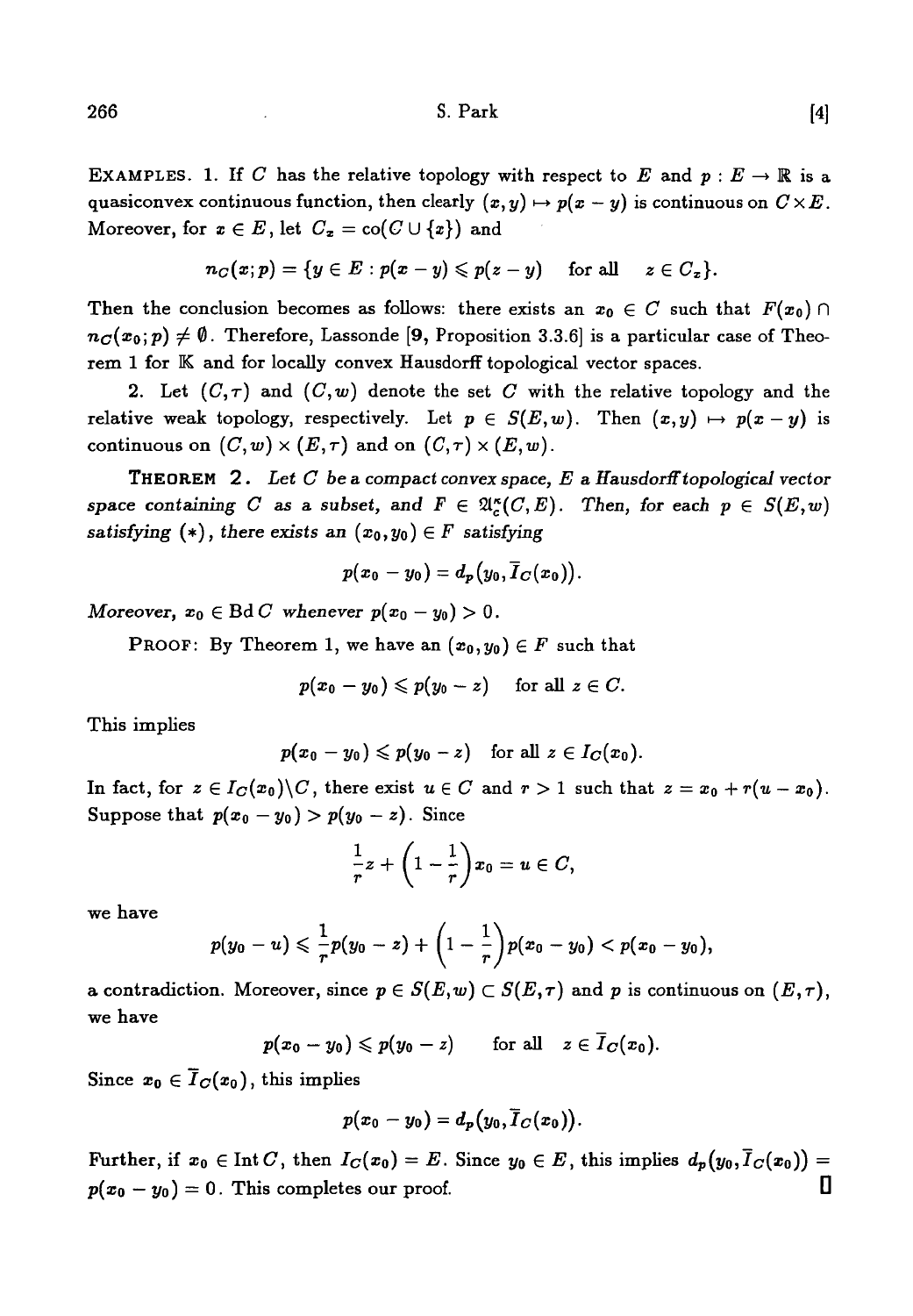EXAMPLES. 1. If $C$ has the relative topology with respect to $E$ and $p : E \to \mathbb{R}$ is a quasiconvex continuous function, then clearly $(x, y) \mapsto p(x - y)$ is continuous on $C \times E$. Moreover, for $z \in E$, let $C_z = \operatorname{co}(C \cup \{z\})$ and

$$n_C(x; p) = \{y \in E : p(x - y) \leqslant p(z - y) \quad \text{for all} \quad z \in C_z\}.$$

Then the conclusion becomes as follows: there exists an $x_0 \in C$ such that $F(x_0) \cap n_C(x_0; p) \neq \emptyset$. Therefore, Lassonde [**9**, Proposition 3.3.6] is a particular case of Theorem 1 for $\mathbb{K}$ and for locally convex Hausdorff topological vector spaces.

2. Let $(C, \tau)$ and $(C, w)$ denote the set $C$ with the relative topology and the relative weak topology, respectively. Let $p \in S(E, w)$. Then $(x, y) \mapsto p(x - y)$ is continuous on $(C, w) \times (E, \tau)$ and on $(C, \tau) \times (E, w)$.

**THEOREM 2.** *Let $C$ be a compact convex space, $E$ a Hausdorff topological vector space containing $C$ as a subset, and $F \in \mathfrak{A}_c^\kappa(C, E)$. Then, for each $p \in S(E, w)$ satisfying $(*)$, there exists an $(x_0, y_0) \in F$ satisfying*

$$p(x_0 - y_0) = d_p(y_0, \overline{I}_C(x_0)).$$

*Moreover, $x_0 \in \operatorname{Bd} C$ whenever $p(x_0 - y_0) > 0$.*

PROOF: By Theorem 1, we have an $(x_0, y_0) \in F$ such that

$$p(x_0 - y_0) \leqslant p(y_0 - z) \quad \text{for all } z \in C.$$

This implies

$$p(x_0 - y_0) \leqslant p(y_0 - z) \quad \text{for all } z \in I_C(x_0).$$

In fact, for $z \in I_C(x_0) \backslash C$, there exist $u \in C$ and $r > 1$ such that $z = x_0 + r(u - x_0)$. Suppose that $p(x_0 - y_0) > p(y_0 - z)$. Since

$$\frac{1}{r} z + \left(1 - \frac{1}{r}\right) x_0 = u \in C,$$

we have

$$p(y_0 - u) \leqslant \frac{1}{r} p(y_0 - z) + \left(1 - \frac{1}{r}\right) p(x_0 - y_0) < p(x_0 - y_0),$$

a contradiction. Moreover, since $p \in S(E, w) \subset S(E, \tau)$ and $p$ is continuous on $(E, \tau)$, we have

$$p(x_0 - y_0) \leqslant p(y_0 - z) \qquad \text{for all} \quad z \in \overline{I}_C(x_0).$$

Since $x_0 \in \overline{I}_C(x_0)$, this implies

$$p(x_0 - y_0) = d_p(y_0, \overline{I}_C(x_0)).$$

Further, if $x_0 \in \operatorname{Int} C$, then $I_C(x_0) = E$. Since $y_0 \in E$, this implies $d_p(y_0, \overline{I}_C(x_0)) = p(x_0 - y_0) = 0$. This completes our proof. $\square$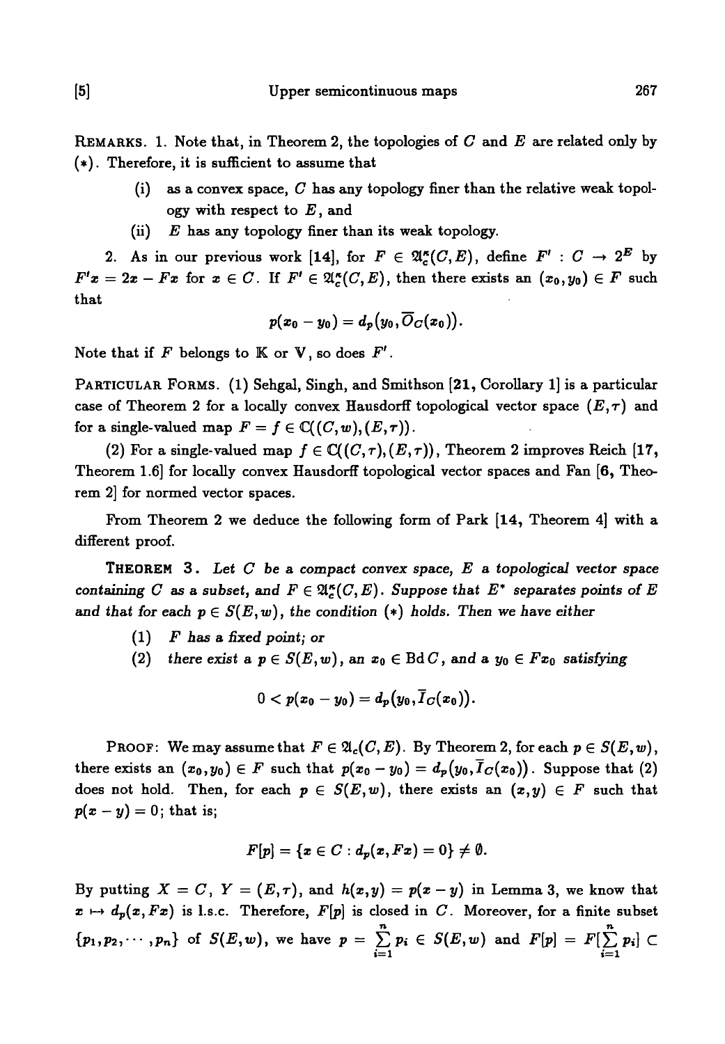REMARKS. 1. Note that, in Theorem 2, the topologies of $C$ and $E$ are related only by $(*)$. Therefore, it is sufficient to assume that

- (i) as a convex space, $C$ has any topology finer than the relative weak topology with respect to $E$, and
- (ii) $E$ has any topology finer than its weak topology.

2. As in our previous work [14], for $F \in \mathfrak{A}_c^\kappa(C,E)$, define $F' : C \to 2^E$ by $F'x = 2x - Fx$ for $x \in C$. If $F' \in \mathfrak{A}_c^\kappa(C,E)$, then there exists an $(x_0, y_0) \in F$ such that

$$p(x_0 - y_0) = d_p\big(y_0, \overline{O}_C(x_0)\big).$$

Note that if $F$ belongs to $\mathbb{K}$ or $\mathbf{V}$, so does $F'$.

PARTICULAR FORMS. (1) Sehgal, Singh, and Smithson [21, Corollary 1] is a particular case of Theorem 2 for a locally convex Hausdorff topological vector space $(E,\tau)$ and for a single-valued map $F = f \in \mathbb{C}((C,w),(E,\tau))$.

(2) For a single-valued map $f \in \mathbb{C}((C,\tau),(E,\tau))$, Theorem 2 improves Reich [17, Theorem 1.6] for locally convex Hausdorff topological vector spaces and Fan [6, Theorem 2] for normed vector spaces.

From Theorem 2 we deduce the following form of Park [14, Theorem 4] with a different proof.

**THEOREM 3.** *Let $C$ be a compact convex space, $E$ a topological vector space containing $C$ as a subset, and $F \in \mathfrak{A}_c^\kappa(C,E)$. Suppose that $E^*$ separates points of $E$ and that for each $p \in S(E,w)$, the condition $(*)$ holds. Then we have either*

- (1) *$F$ has a fixed point; or*
- (2) *there exist a $p \in S(E,w)$, an $x_0 \in \operatorname{Bd} C$, and a $y_0 \in Fx_0$ satisfying*

$$0 < p(x_0 - y_0) = d_p\big(y_0, \overline{I}_C(x_0)\big).$$

PROOF: We may assume that $F \in \mathfrak{A}_c(C,E)$. By Theorem 2, for each $p \in S(E,w)$, there exists an $(x_0,y_0) \in F$ such that $p(x_0 - y_0) = d_p\big(y_0, \overline{I}_C(x_0)\big)$. Suppose that (2) does not hold. Then, for each $p \in S(E,w)$, there exists an $(x,y) \in F$ such that $p(x-y) = 0$; that is;

$$F[p] = \{x \in C : d_p(x, Fx) = 0\} \neq \emptyset.$$

By putting $X = C$, $Y = (E,\tau)$, and $h(x,y) = p(x-y)$ in Lemma 3, we know that $x \mapsto d_p(x, Fx)$ is l.s.c. Therefore, $F[p]$ is closed in $C$. Moreover, for a finite subset $\{p_1, p_2, \cdots, p_n\}$ of $S(E,w)$, we have $p = \sum_{i=1}^{n} p_i \in S(E,w)$ and $F[p] = F[\sum_{i=1}^{n} p_i] \subset$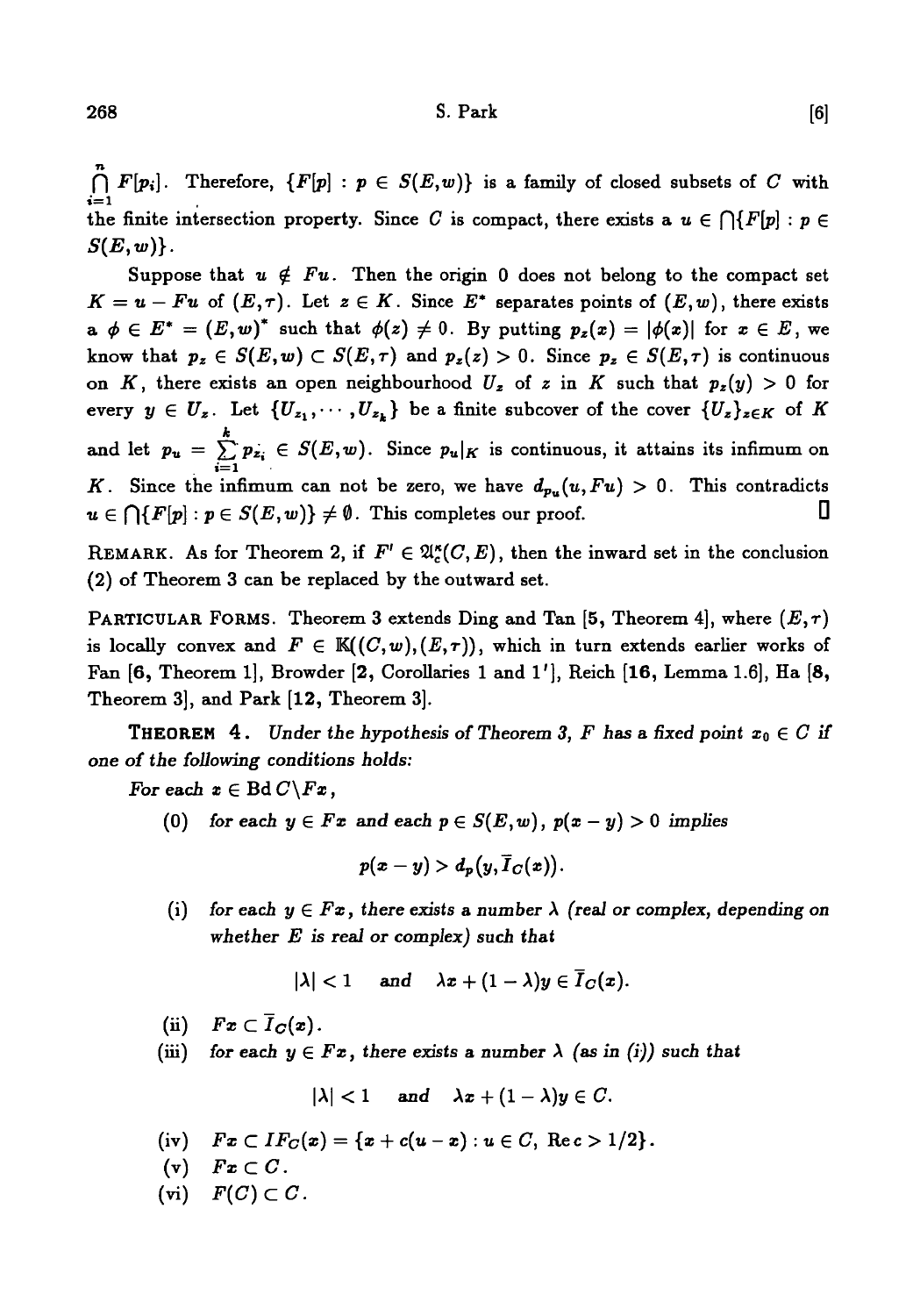$\bigcap_{i=1}^{n} F[p_i]$. Therefore, $\{F[p] : p \in S(E,w)\}$ is a family of closed subsets of $C$ with the finite intersection property. Since $C$ is compact, there exists a $u \in \bigcap\{F[p] : p \in S(E,w)\}$.

Suppose that $u \notin Fu$. Then the origin 0 does not belong to the compact set $K = u - Fu$ of $(E,\tau)$. Let $z \in K$. Since $E^*$ separates points of $(E,w)$, there exists a $\phi \in E^* = (E,w)^*$ such that $\phi(z) \neq 0$. By putting $p_z(x) = |\phi(x)|$ for $x \in E$, we know that $p_z \in S(E,w) \subset S(E,\tau)$ and $p_z(z) > 0$. Since $p_z \in S(E,\tau)$ is continuous on $K$, there exists an open neighbourhood $U_z$ of $z$ in $K$ such that $p_z(y) > 0$ for every $y \in U_z$. Let $\{U_{z_1}, \cdots, U_{z_k}\}$ be a finite subcover of the cover $\{U_z\}_{z \in K}$ of $K$ and let $p_u = \sum_{i=1}^{k} p_{z_i} \in S(E,w)$. Since $p_u|_K$ is continuous, it attains its infimum on $K$. Since the infimum can not be zero, we have $d_{p_u}(u, Fu) > 0$. This contradicts $u \in \bigcap\{F[p] : p \in S(E,w)\} \neq \emptyset$. This completes our proof. □

REMARK. As for Theorem 2, if $F' \in \mathfrak{A}_c^\kappa(C,E)$, then the inward set in the conclusion (2) of Theorem 3 can be replaced by the outward set.

PARTICULAR FORMS. Theorem 3 extends Ding and Tan [5, Theorem 4], where $(E,\tau)$ is locally convex and $F \in \mathbb{K}((C,w),(E,\tau))$, which in turn extends earlier works of Fan [6, Theorem 1], Browder [2, Corollaries 1 and 1′], Reich [16, Lemma 1.6], Ha [8, Theorem 3], and Park [12, Theorem 3].

**THEOREM 4.** *Under the hypothesis of Theorem 3, $F$ has a fixed point $x_0 \in C$ if one of the following conditions holds:*

*For each $x \in \operatorname{Bd} C \backslash Fx$,*

(0) *for each $y \in Fx$ and each $p \in S(E,w)$, $p(x-y) > 0$ implies*

$$p(x-y) > d_p(y, \bar{I}_C(x)).$$

(i) *for each $y \in Fx$, there exists a number $\lambda$ (real or complex, depending on whether $E$ is real or complex) such that*

$$|\lambda| < 1 \quad \text{and} \quad \lambda x + (1-\lambda)y \in \bar{I}_C(x).$$

(ii) $Fx \subset \bar{I}_C(x)$.

(iii) *for each $y \in Fx$, there exists a number $\lambda$ (as in (i)) such that*

$$|\lambda| < 1 \quad \text{and} \quad \lambda x + (1-\lambda)y \in C.$$

(iv) $Fx \subset IF_C(x) = \{x + c(u-x) : u \in C, \operatorname{Re} c > 1/2\}$.

(v) $Fx \subset C$.

(vi) $F(C) \subset C$.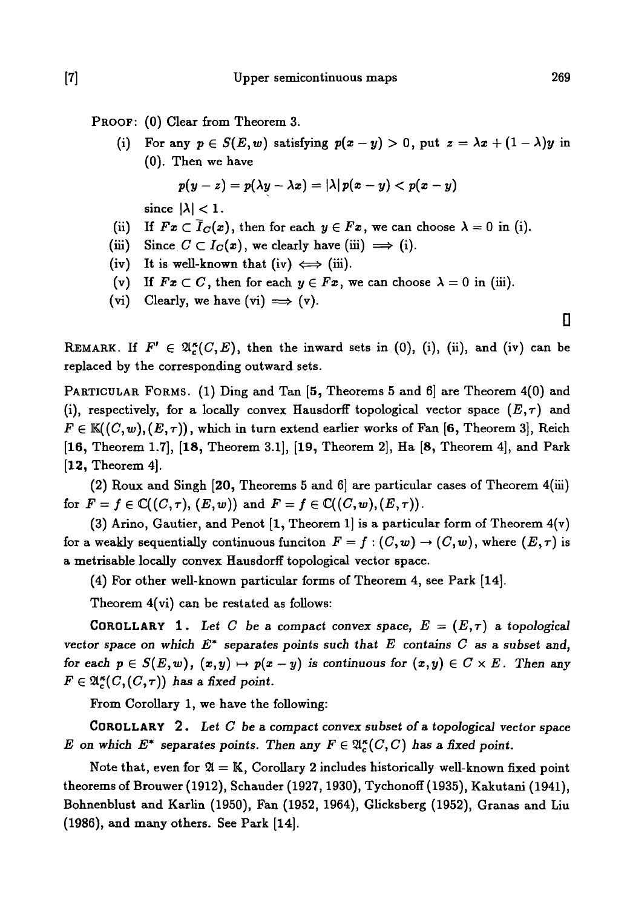PROOF: (0) Clear from Theorem 3.

(i) For any $p \in S(E,w)$ satisfying $p(x-y) > 0$, put $z = \lambda x + (1-\lambda)y$ in (0). Then we have

$$p(y-z) = p(\lambda y - \lambda x) = |\lambda| p(x-y) < p(x-y)$$

since $|\lambda| < 1$.

(ii) If $Fx \subset \overline{I}_C(x)$, then for each $y \in Fx$, we can choose $\lambda = 0$ in (i).

(iii) Since $C \subset I_C(x)$, we clearly have (iii) $\Longrightarrow$ (i).

(iv) It is well-known that (iv) $\Longleftrightarrow$ (iii).

(v) If $Fx \subset C$, then for each $y \in Fx$, we can choose $\lambda = 0$ in (iii).

(vi) Clearly, we have (vi) $\Longrightarrow$ (v).

□

REMARK. If $F' \in \mathfrak{A}_c^\kappa(C,E)$, then the inward sets in (0), (i), (ii), and (iv) can be replaced by the corresponding outward sets.

PARTICULAR FORMS. (1) Ding and Tan [**5**, Theorems 5 and 6] are Theorem 4(0) and (i), respectively, for a locally convex Hausdorff topological vector space $(E,\tau)$ and $F \in \mathbb{K}((C,w),(E,\tau))$, which in turn extend earlier works of Fan [**6**, Theorem 3], Reich [**16**, Theorem 1.7], [**18**, Theorem 3.1], [**19**, Theorem 2], Ha [**8**, Theorem 4], and Park [**12**, Theorem 4].

(2) Roux and Singh [**20**, Theorems 5 and 6] are particular cases of Theorem 4(iii) for $F = f \in \mathbb{C}((C,\tau),(E,w))$ and $F = f \in \mathbb{C}((C,w),(E,\tau))$.

(3) Arino, Gautier, and Penot [**1**, Theorem 1] is a particular form of Theorem 4(v) for a weakly sequentially continuous funciton $F = f : (C,w) \to (C,w)$, where $(E,\tau)$ is a metrisable locally convex Hausdorff topological vector space.

(4) For other well-known particular forms of Theorem 4, see Park [**14**].

Theorem 4(vi) can be restated as follows:

**COROLLARY 1.** *Let $C$ be a compact convex space, $E = (E,\tau)$ a topological vector space on which $E^*$ separates points such that $E$ contains $C$ as a subset and, for each $p \in S(E,w)$, $(x,y) \mapsto p(x-y)$ is continuous for $(x,y) \in C \times E$. Then any $F \in \mathfrak{A}_c^\kappa(C,(C,\tau))$ has a fixed point.*

From Corollary 1, we have the following:

**COROLLARY 2.** *Let $C$ be a compact convex subset of a topological vector space $E$ on which $E^*$ separates points. Then any $F \in \mathfrak{A}_c^\kappa(C,C)$ has a fixed point.*

Note that, even for $\mathfrak{A} = \mathbb{K}$, Corollary 2 includes historically well-known fixed point theorems of Brouwer (1912), Schauder (1927, 1930), Tychonoff (1935), Kakutani (1941), Bohnenblust and Karlin (1950), Fan (1952, 1964), Glicksberg (1952), Granas and Liu (1986), and many others. See Park [**14**].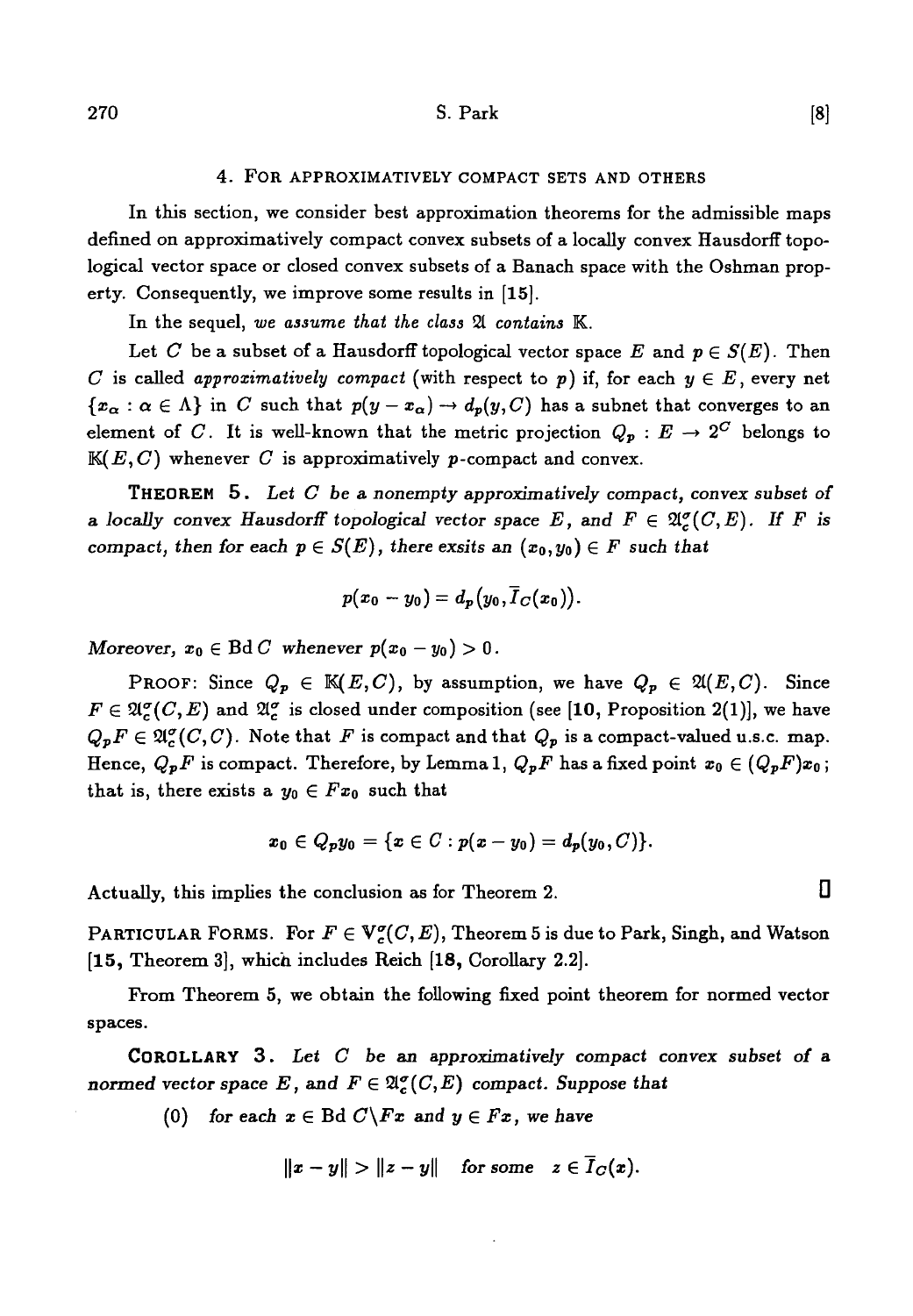## 4. For approximatively compact sets and others

In this section, we consider best approximation theorems for the admissible maps defined on approximatively compact convex subsets of a locally convex Hausdorff topological vector space or closed convex subsets of a Banach space with the Oshman property. Consequently, we improve some results in [15].

In the sequel, *we assume that the class $\mathfrak{A}$ contains $\mathbb{K}$.*

Let $C$ be a subset of a Hausdorff topological vector space $E$ and $p \in S(E)$. Then $C$ is called *approximatively compact* (with respect to $p$) if, for each $y \in E$, every net $\{x_\alpha : \alpha \in \Lambda\}$ in $C$ such that $p(y - x_\alpha) \to d_p(y, C)$ has a subnet that converges to an element of $C$. It is well-known that the metric projection $Q_p : E \to 2^C$ belongs to $\mathbb{K}(E, C)$ whenever $C$ is approximatively $p$-compact and convex.

**Theorem 5.** *Let $C$ be a nonempty approximatively compact, convex subset of a locally convex Hausdorff topological vector space $E$, and $F \in \mathfrak{A}_c^\sigma(C, E)$. If $F$ is compact, then for each $p \in S(E)$, there exsits an $(x_0, y_0) \in F$ such that*

$$p(x_0 - y_0) = d_p(y_0, \overline{I}_C(x_0)).$$

*Moreover, $x_0 \in \operatorname{Bd} C$ whenever $p(x_0 - y_0) > 0$.*

Proof: Since $Q_p \in \mathbb{K}(E, C)$, by assumption, we have $Q_p \in \mathfrak{A}(E, C)$. Since $F \in \mathfrak{A}_c^\sigma(C, E)$ and $\mathfrak{A}_c^\sigma$ is closed under composition (see [10, Proposition 2(1)], we have $Q_p F \in \mathfrak{A}_c^\sigma(C, C)$. Note that $F$ is compact and that $Q_p$ is a compact-valued u.s.c. map. Hence, $Q_p F$ is compact. Therefore, by Lemma 1, $Q_p F$ has a fixed point $x_0 \in (Q_p F)x_0$; that is, there exists a $y_0 \in F x_0$ such that

$$x_0 \in Q_p y_0 = \{x \in C : p(x - y_0) = d_p(y_0, C)\}.$$

Actually, this implies the conclusion as for Theorem 2. □

Particular Forms. For $F \in \mathbb{V}_c^\sigma(C, E)$, Theorem 5 is due to Park, Singh, and Watson [15, Theorem 3], which includes Reich [18, Corollary 2.2].

From Theorem 5, we obtain the following fixed point theorem for normed vector spaces.

**Corollary 3.** *Let $C$ be an approximatively compact convex subset of a normed vector space $E$, and $F \in \mathfrak{A}_c^\sigma(C, E)$ compact. Suppose that*

(0) *for each $x \in \operatorname{Bd} C \backslash Fx$ and $y \in Fx$, we have*

$$\|x - y\| > \|z - y\| \quad \text{for some} \quad z \in \overline{I}_C(x).$$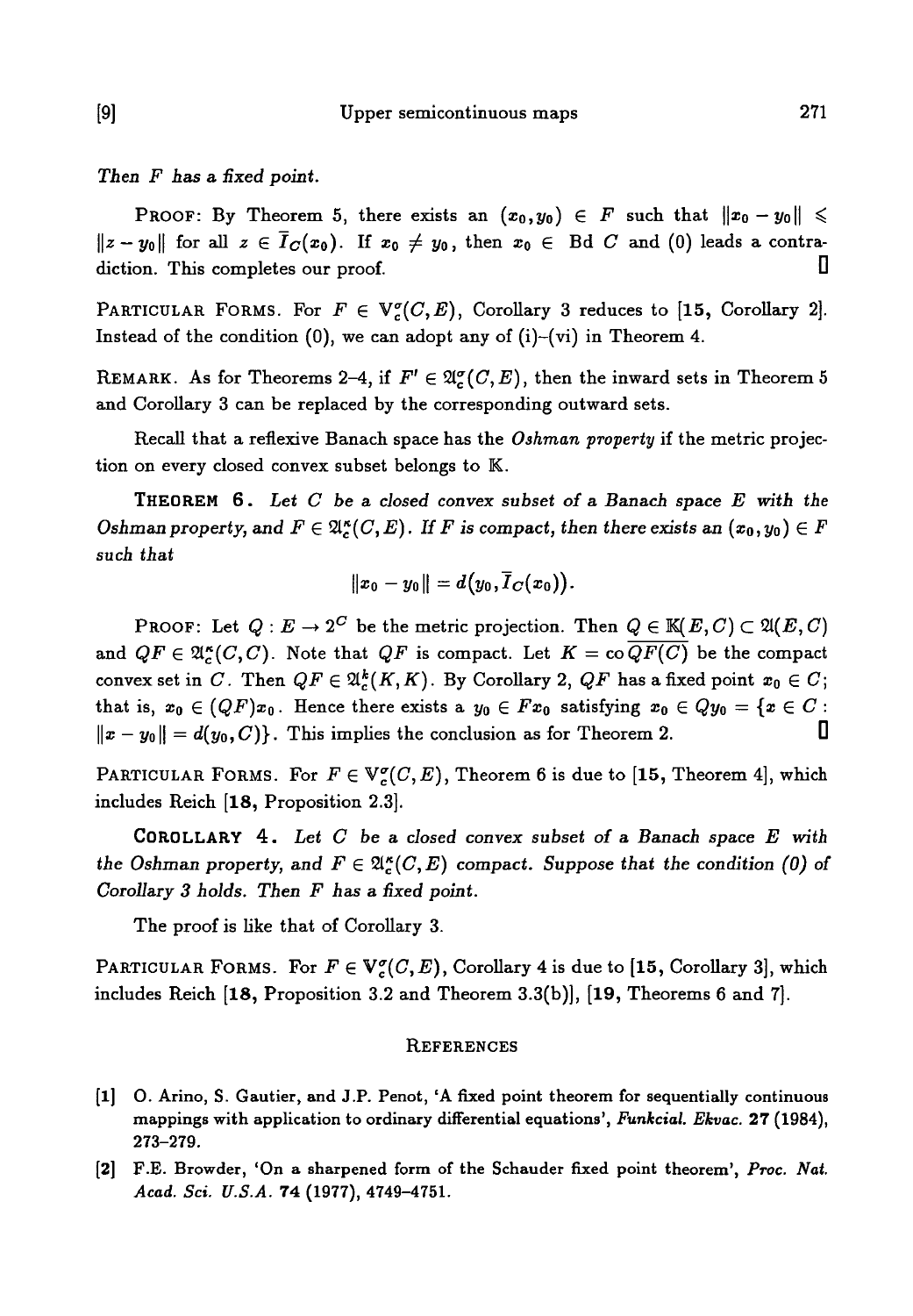*Then $F$ has a fixed point.*

PROOF: By Theorem 5, there exists an $(x_0, y_0) \in F$ such that $\|x_0 - y_0\| \leqslant \|z - y_0\|$ for all $z \in \overline{I}_C(x_0)$. If $x_0 \neq y_0$, then $x_0 \in \text{Bd } C$ and (0) leads a contradiction. This completes our proof. □

PARTICULAR FORMS. For $F \in \mathbb{V}_c^\sigma(C, E)$, Corollary 3 reduces to [**15**, Corollary 2]. Instead of the condition (0), we can adopt any of (i)–(vi) in Theorem 4.

REMARK. As for Theorems 2–4, if $F' \in \mathfrak{A}_c^\sigma(C, E)$, then the inward sets in Theorem 5 and Corollary 3 can be replaced by the corresponding outward sets.

Recall that a reflexive Banach space has the *Oshman property* if the metric projection on every closed convex subset belongs to $\mathbb{K}$.

**THEOREM 6.** *Let $C$ be a closed convex subset of a Banach space $E$ with the Oshman property, and $F \in \mathfrak{A}_c^\kappa(C, E)$. If $F$ is compact, then there exists an $(x_0, y_0) \in F$ such that*

$$\|x_0 - y_0\| = d\big(y_0, \overline{I}_C(x_0)\big).$$

PROOF: Let $Q : E \to 2^C$ be the metric projection. Then $Q \in \mathbb{K}(E, C) \subset \mathfrak{A}(E, C)$ and $QF \in \mathfrak{A}_c^\kappa(C, C)$. Note that $QF$ is compact. Let $K = \text{co}\,\overline{QF(C)}$ be the compact convex set in $C$. Then $QF \in \mathfrak{A}_c^k(K, K)$. By Corollary 2, $QF$ has a fixed point $x_0 \in C$; that is, $x_0 \in (QF)x_0$. Hence there exists a $y_0 \in Fx_0$ satisfying $x_0 \in Qy_0 = \{x \in C : \|x - y_0\| = d(y_0, C)\}$. This implies the conclusion as for Theorem 2. □

PARTICULAR FORMS. For $F \in \mathbb{V}_c^\sigma(C, E)$, Theorem 6 is due to [**15**, Theorem 4], which includes Reich [**18**, Proposition 2.3].

**COROLLARY 4.** *Let $C$ be a closed convex subset of a Banach space $E$ with the Oshman property, and $F \in \mathfrak{A}_c^\kappa(C, E)$ compact. Suppose that the condition (0) of Corollary 3 holds. Then $F$ has a fixed point.*

The proof is like that of Corollary 3.

PARTICULAR FORMS. For $F \in \mathbb{V}_c^\sigma(C, E)$, Corollary 4 is due to [**15**, Corollary 3], which includes Reich [**18**, Proposition 3.2 and Theorem 3.3(b)], [**19**, Theorems 6 and 7].

## REFERENCES

[1] O. Arino, S. Gautier, and J.P. Penot, 'A fixed point theorem for sequentially continuous mappings with application to ordinary differential equations', *Funkcial. Ekvac.* **27** (1984), 273–279.

[2] F.E. Browder, 'On a sharpened form of the Schauder fixed point theorem', *Proc. Nat. Acad. Sci. U.S.A.* **74** (1977), 4749–4751.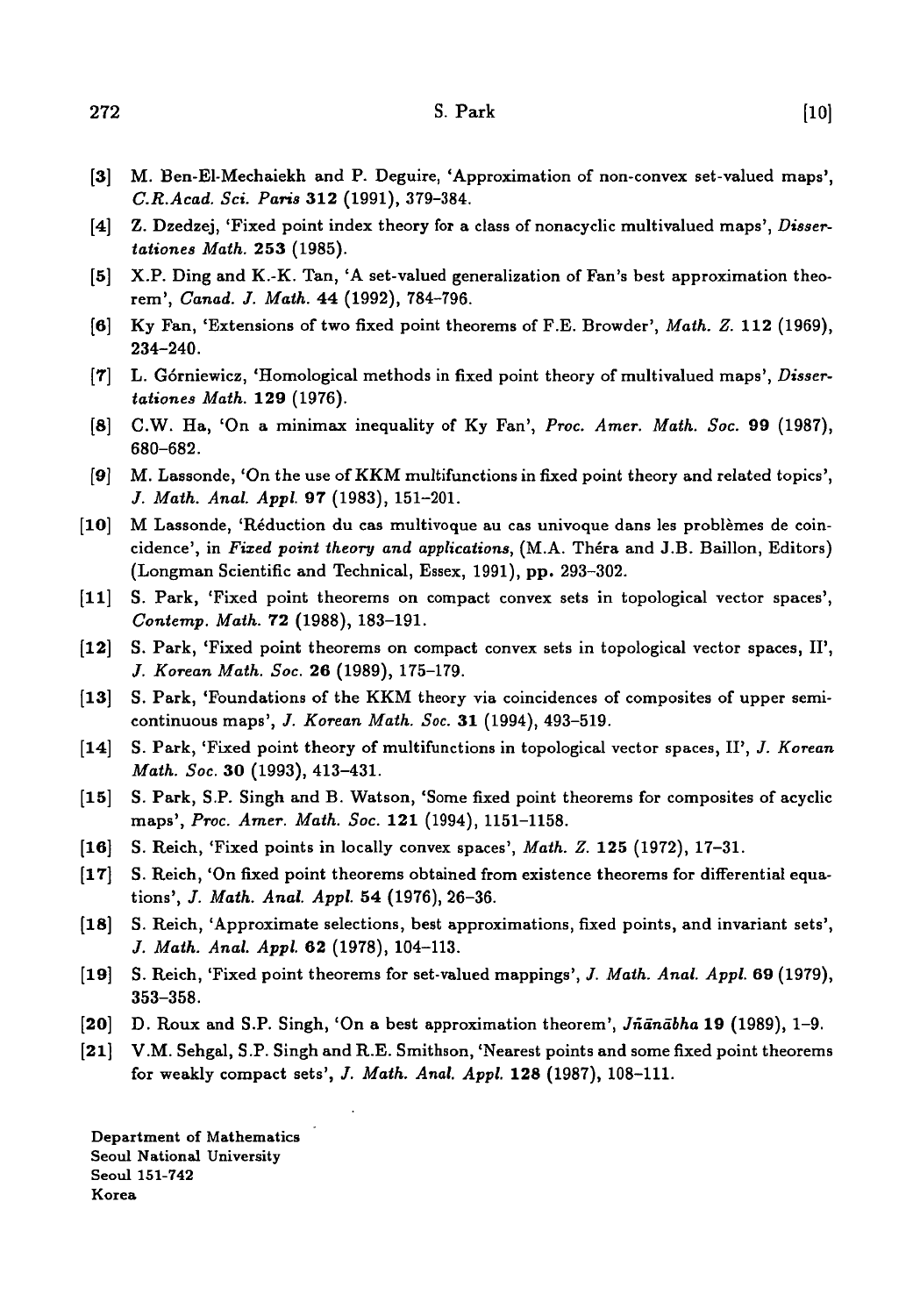[3] M. Ben-El-Mechaiekh and P. Deguire, 'Approximation of non-convex set-valued maps', *C.R.Acad. Sci. Paris* **312** (1991), 379–384.

[4] Z. Dzedzej, 'Fixed point index theory for a class of nonacyclic multivalued maps', *Dissertationes Math.* **253** (1985).

[5] X.P. Ding and K.-K. Tan, 'A set-valued generalization of Fan's best approximation theorem', *Canad. J. Math.* **44** (1992), 784–796.

[6] Ky Fan, 'Extensions of two fixed point theorems of F.E. Browder', *Math. Z.* **112** (1969), 234–240.

[7] L. Górniewicz, 'Homological methods in fixed point theory of multivalued maps', *Dissertationes Math.* **129** (1976).

[8] C.W. Ha, 'On a minimax inequality of Ky Fan', *Proc. Amer. Math. Soc.* **99** (1987), 680–682.

[9] M. Lassonde, 'On the use of KKM multifunctions in fixed point theory and related topics', *J. Math. Anal. Appl.* **97** (1983), 151–201.

[10] M Lassonde, 'Réduction du cas multivoque au cas univoque dans les problèmes de coincidence', in *Fixed point theory and applications*, (M.A. Théra and J.B. Baillon, Editors) (Longman Scientific and Technical, Essex, 1991), **pp.** 293–302.

[11] S. Park, 'Fixed point theorems on compact convex sets in topological vector spaces', *Contemp. Math.* **72** (1988), 183–191.

[12] S. Park, 'Fixed point theorems on compact convex sets in topological vector spaces, II', *J. Korean Math. Soc.* **26** (1989), 175–179.

[13] S. Park, 'Foundations of the KKM theory via coincidences of composites of upper semicontinuous maps', *J. Korean Math. Soc.* **31** (1994), 493–519.

[14] S. Park, 'Fixed point theory of multifunctions in topological vector spaces, II', *J. Korean Math. Soc.* **30** (1993), 413–431.

[15] S. Park, S.P. Singh and B. Watson, 'Some fixed point theorems for composites of acyclic maps', *Proc. Amer. Math. Soc.* **121** (1994), 1151–1158.

[16] S. Reich, 'Fixed points in locally convex spaces', *Math. Z.* **125** (1972), 17–31.

[17] S. Reich, 'On fixed point theorems obtained from existence theorems for differential equations', *J. Math. Anal. Appl.* **54** (1976), 26–36.

[18] S. Reich, 'Approximate selections, best approximations, fixed points, and invariant sets', *J. Math. Anal. Appl.* **62** (1978), 104–113.

[19] S. Reich, 'Fixed point theorems for set-valued mappings', *J. Math. Anal. Appl.* **69** (1979), 353–358.

[20] D. Roux and S.P. Singh, 'On a best approximation theorem', *Jñānābha* **19** (1989), 1–9.

[21] V.M. Sehgal, S.P. Singh and R.E. Smithson, 'Nearest points and some fixed point theorems for weakly compact sets', *J. Math. Anal. Appl.* **128** (1987), 108–111.

Department of Mathematics
Seoul National University
Seoul 151-742
Korea